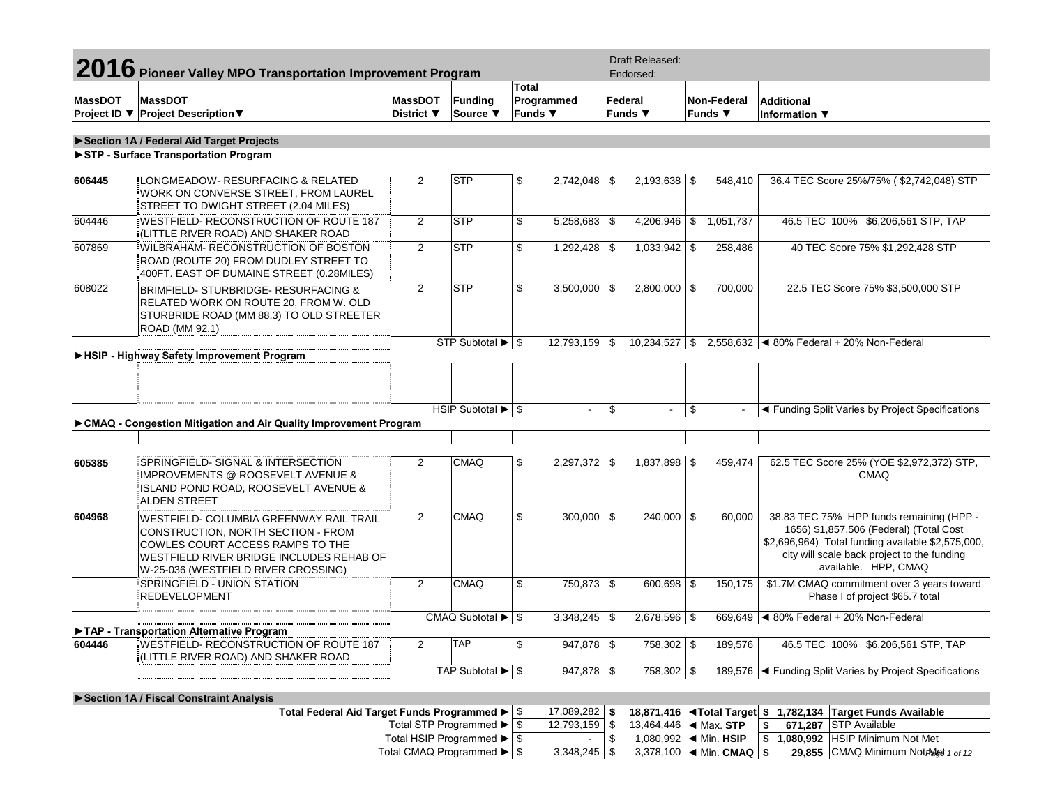# 2016 Pioneer Valley MPO Transportation Improvement Program

Draft Released:
Endorsed:

| MassDOT Project ID ▼ | MassDOT Project Description▼ | MassDOT District ▼ | Funding Source ▼ | Total Programmed Funds ▼ | Federal Funds ▼ | Non-Federal Funds ▼ | Additional Information ▼ |
|---|---|---|---|---|---|---|---|
| **►Section 1A / Federal Aid Target Projects** | | | | | | | |
| **►STP - Surface Transportation Program** | | | | | | | |
| **606445** | LONGMEADOW- RESURFACING & RELATED WORK ON CONVERSE STREET, FROM LAUREL STREET TO DWIGHT STREET (2.04 MILES) | 2 | STP | $ 2,742,048 | $ 2,193,638 | $ 548,410 | 36.4 TEC Score 25%/75% ( $2,742,048) STP |
| 604446 | WESTFIELD- RECONSTRUCTION OF ROUTE 187 (LITTLE RIVER ROAD) AND SHAKER ROAD | 2 | STP | $ 5,258,683 | $ 4,206,946 | $ 1,051,737 | 46.5 TEC 100% $6,206,561 STP, TAP |
| 607869 | WILBRAHAM- RECONSTRUCTION OF BOSTON ROAD (ROUTE 20) FROM DUDLEY STREET TO 400FT. EAST OF DUMAINE STREET (0.28MILES) | 2 | STP | $ 1,292,428 | $ 1,033,942 | $ 258,486 | 40 TEC Score 75% $1,292,428 STP |
| 608022 | BRIMFIELD- STURBRIDGE- RESURFACING & RELATED WORK ON ROUTE 20, FROM W. OLD STURBRIDE ROAD (MM 88.3) TO OLD STREETER ROAD (MM 92.1) | 2 | STP | $ 3,500,000 | $ 2,800,000 | $ 700,000 | 22.5 TEC Score 75% $3,500,000 STP |
| | | | STP Subtotal ► | $ 12,793,159 | $ 10,234,527 | $ 2,558,632 | ◄ 80% Federal + 20% Non-Federal |
| **►HSIP - Highway Safety Improvement Program** | | | | | | | |
| | | | | | | | |
| | | | HSIP Subtotal ► | $ - | $ - | $ - | ◄ Funding Split Varies by Project Specifications |
| **►CMAQ - Congestion Mitigation and Air Quality Improvement Program** | | | | | | | |
| | | | | | | | |
| **605385** | SPRINGFIELD- SIGNAL & INTERSECTION IMPROVEMENTS @ ROOSEVELT AVENUE & ISLAND POND ROAD, ROOSEVELT AVENUE & ALDEN STREET | 2 | CMAQ | $ 2,297,372 | $ 1,837,898 | $ 459,474 | 62.5 TEC Score 25% (YOE $2,972,372) STP, CMAQ |
| **604968** | WESTFIELD- COLUMBIA GREENWAY RAIL TRAIL CONSTRUCTION, NORTH SECTION - FROM COWLES COURT ACCESS RAMPS TO THE WESTFIELD RIVER BRIDGE INCLUDES REHAB OF W-25-036 (WESTFIELD RIVER CROSSING) | 2 | CMAQ | $ 300,000 | $ 240,000 | $ 60,000 | 38.83 TEC 75% HPP funds remaining (HPP - 1656) $1,857,506 (Federal) (Total Cost $2,696,964) Total funding available $2,575,000, city will scale back project to the funding available. HPP, CMAQ |
| | SPRINGFIELD - UNION STATION REDEVELOPMENT | 2 | CMAQ | $ 750,873 | $ 600,698 | $ 150,175 | $1.7M CMAQ commitment over 3 years toward Phase I of project $65.7 total |
| | | | CMAQ Subtotal ► | $ 3,348,245 | $ 2,678,596 | $ 669,649 | ◄ 80% Federal + 20% Non-Federal |
| **►TAP - Transportation Alternative Program** | | | | | | | |
| **604446** | WESTFIELD- RECONSTRUCTION OF ROUTE 187 (LITTLE RIVER ROAD) AND SHAKER ROAD | 2 | TAP | $ 947,878 | $ 758,302 | $ 189,576 | 46.5 TEC 100% $6,206,561 STP, TAP |
| | | | TAP Subtotal ► | $ 947,878 | $ 758,302 | $ 189,576 | ◄ Funding Split Varies by Project Specifications |

**►Section 1A / Fiscal Constraint Analysis**

| | Programmed | Target | | Available | |
|---|---|---|---|---|---|
| **Total Federal Aid Target Funds Programmed ►** | $ 17,089,282 | **$ 18,871,416** | **◄Total Target** | **$ 1,782,134** | **Target Funds Available** |
| Total STP Programmed ► | $ 12,793,159 | $ 13,464,446 | ◄ Max. **STP** | **$ 671,287** | STP Available |
| Total HSIP Programmed ► | $ - | $ 1,080,992 | ◄ Min. **HSIP** | **$ 1,080,992** | HSIP Minimum Not Met |
| Total CMAQ Programmed ► | $ 3,348,245 | $ 3,378,100 | ◄ Min. **CMAQ** | **$ 29,855** | CMAQ Minimum Not Met |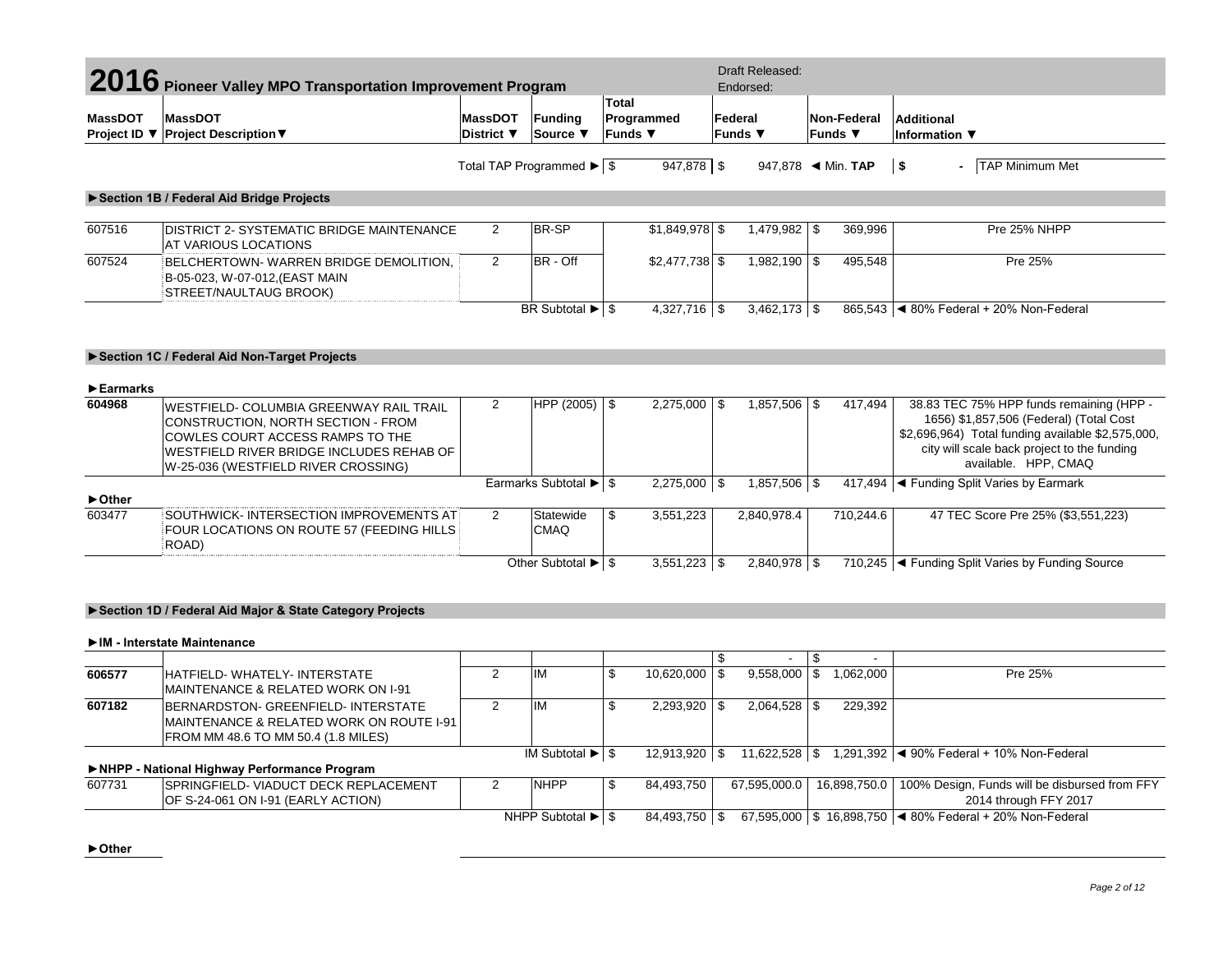# 2016 Pioneer Valley MPO Transportation Improvement Program

Draft Released:
Endorsed:

| MassDOT Project ID ▼ | MassDOT Project Description▼ | MassDOT District ▼ | Funding Source ▼ | Total Programmed Funds ▼ | Federal Funds ▼ | Non-Federal Funds ▼ | Additional Information ▼ |
|---|---|---|---|---|---|---|---|
| | | Total TAP Programmed ▶ | | $ 947,878 | $ 947,878 | ◀ Min. **TAP** | **$ -** TAP Minimum Met |
| **▶Section 1B / Federal Aid Bridge Projects** | | | | | | | |
| 607516 | DISTRICT 2- SYSTEMATIC BRIDGE MAINTENANCE AT VARIOUS LOCATIONS | 2 | BR-SP | $1,849,978 | $ 1,479,982 | $ 369,996 | Pre 25% NHPP |
| 607524 | BELCHERTOWN- WARREN BRIDGE DEMOLITION, B-05-023, W-07-012,(EAST MAIN STREET/NAULTAUG BROOK) | 2 | BR - Off | $2,477,738 | $ 1,982,190 | $ 495,548 | Pre 25% |
| | | | BR Subtotal ▶ | $ 4,327,716 | $ 3,462,173 | $ 865,543 | ◀ 80% Federal + 20% Non-Federal |
| **▶Section 1C / Federal Aid Non-Target Projects** | | | | | | | |
| **▶Earmarks** | | | | | | | |
| **604968** | WESTFIELD- COLUMBIA GREENWAY RAIL TRAIL CONSTRUCTION, NORTH SECTION - FROM COWLES COURT ACCESS RAMPS TO THE WESTFIELD RIVER BRIDGE INCLUDES REHAB OF W-25-036 (WESTFIELD RIVER CROSSING) | 2 | HPP (2005) | $ 2,275,000 | $ 1,857,506 | $ 417,494 | 38.83 TEC 75% HPP funds remaining (HPP - 1656) $1,857,506 (Federal) (Total Cost $2,696,964) Total funding available $2,575,000, city will scale back project to the funding available. HPP, CMAQ |
| | | | Earmarks Subtotal ▶ | $ 2,275,000 | $ 1,857,506 | $ 417,494 | ◀ Funding Split Varies by Earmark |
| **▶Other** | | | | | | | |
| 603477 | SOUTHWICK- INTERSECTION IMPROVEMENTS AT FOUR LOCATIONS ON ROUTE 57 (FEEDING HILLS ROAD) | 2 | Statewide CMAQ | $ 3,551,223 | 2,840,978.4 | 710,244.6 | 47 TEC Score Pre 25% ($3,551,223) |
| | | | Other Subtotal ▶ | $ 3,551,223 | $ 2,840,978 | $ 710,245 | ◀ Funding Split Varies by Funding Source |
| **▶Section 1D / Federal Aid Major & State Category Projects** | | | | | | | |
| **▶IM - Interstate Maintenance** | | | | | | | |
| | | | | | $ - | $ - | |
| **606577** | HATFIELD- WHATELY- INTERSTATE MAINTENANCE & RELATED WORK ON I-91 | 2 | IM | $ 10,620,000 | $ 9,558,000 | $ 1,062,000 | Pre 25% |
| **607182** | BERNARDSTON- GREENFIELD- INTERSTATE MAINTENANCE & RELATED WORK ON ROUTE I-91 FROM MM 48.6 TO MM 50.4 (1.8 MILES) | 2 | IM | $ 2,293,920 | $ 2,064,528 | $ 229,392 | |
| | | | IM Subtotal ▶ | $ 12,913,920 | $ 11,622,528 | $ 1,291,392 | ◀ 90% Federal + 10% Non-Federal |
| **▶NHPP - National Highway Performance Program** | | | | | | | |
| 607731 | SPRINGFIELD- VIADUCT DECK REPLACEMENT OF S-24-061 ON I-91 (EARLY ACTION) | 2 | NHPP | $ 84,493,750 | 67,595,000.0 | 16,898,750.0 | 100% Design, Funds will be disbursed from FFY 2014 through FFY 2017 |
| | | | NHPP Subtotal ▶ | $ 84,493,750 | $ 67,595,000 | $ 16,898,750 | ◀ 80% Federal + 20% Non-Federal |
| **▶Other** | | | | | | | |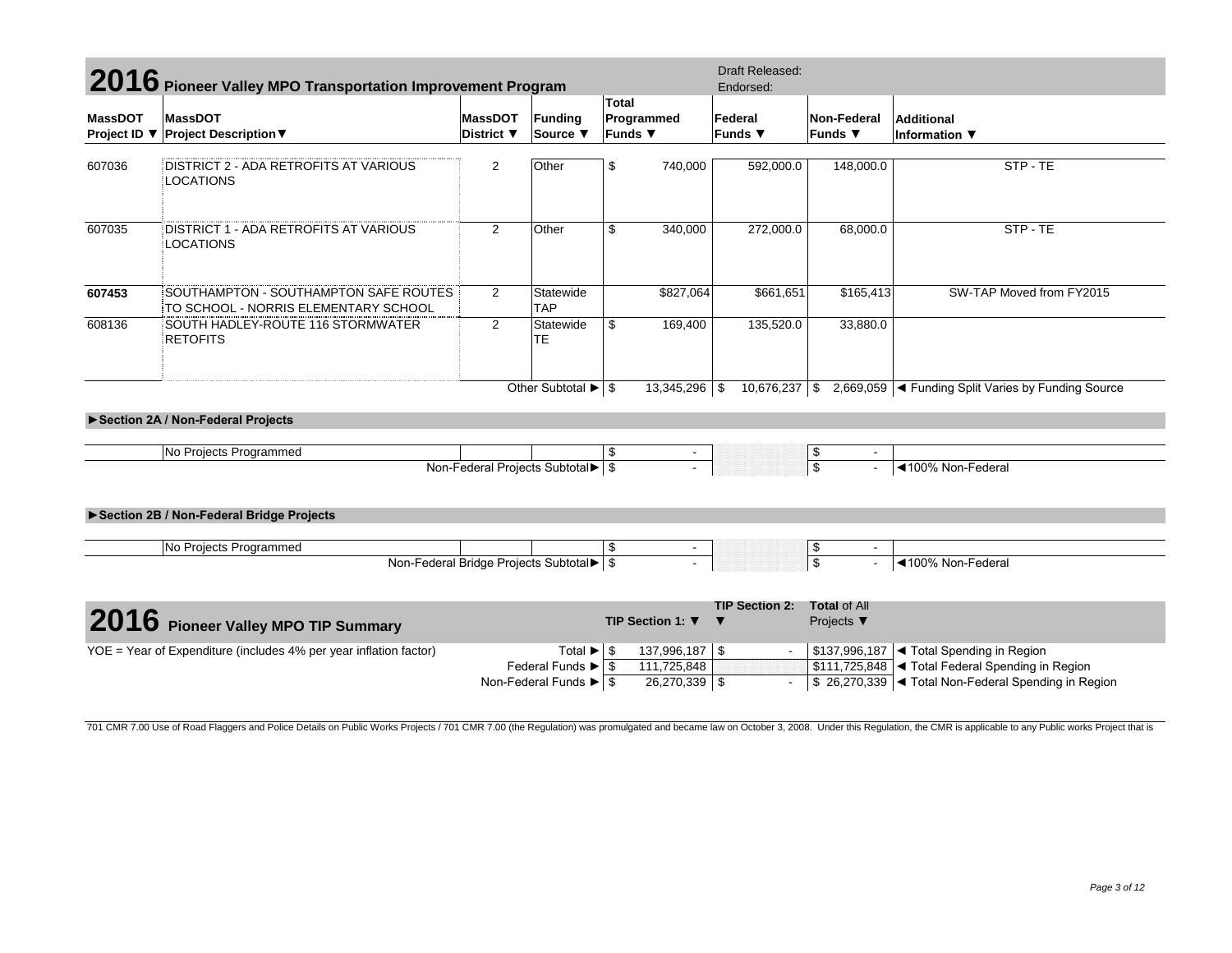# 2016 Pioneer Valley MPO Transportation Improvement Program

Draft Released:
Endorsed:

| MassDOT Project ID ▼ | MassDOT Project Description▼ | MassDOT District ▼ | Funding Source ▼ | Total Programmed Funds ▼ | Federal Funds ▼ | Non-Federal Funds ▼ | Additional Information ▼ |
|---|---|---|---|---|---|---|---|
| 607036 | DISTRICT 2 - ADA RETROFITS AT VARIOUS LOCATIONS | 2 | Other | $ 740,000 | 592,000.0 | 148,000.0 | STP - TE |
| 607035 | DISTRICT 1 - ADA RETROFITS AT VARIOUS LOCATIONS | 2 | Other | $ 340,000 | 272,000.0 | 68,000.0 | STP - TE |
| **607453** | SOUTHAMPTON - SOUTHAMPTON SAFE ROUTES TO SCHOOL - NORRIS ELEMENTARY SCHOOL | 2 | Statewide TAP | $827,064 | $661,651 | $165,413 | SW-TAP Moved from FY2015 |
| 608136 | SOUTH HADLEY-ROUTE 116 STORMWATER RETOFITS | 2 | Statewide TE | $ 169,400 | 135,520.0 | 33,880.0 | |
| | | | Other Subtotal ► | $ 13,345,296 | $ 10,676,237 | $ 2,669,059 | ◄ Funding Split Varies by Funding Source |

### ►Section 2A / Non-Federal Projects

| | | | | | | | |
|---|---|---|---|---|---|---|---|
| | No Projects Programmed | | | $ - | | $ - | |
| | | | Non-Federal Projects Subtotal► | $ - | | $ - | ◄100% Non-Federal |

### ►Section 2B / Non-Federal Bridge Projects

| | | | | | | | |
|---|---|---|---|---|---|---|---|
| | No Projects Programmed | | | $ - | | $ - | |
| | | | Non-Federal Bridge Projects Subtotal► | $ - | | $ - | ◄100% Non-Federal |

# 2016 Pioneer Valley MPO TIP Summary

| | | TIP Section 1: ▼ | TIP Section 2: ▼ | Total of All Projects ▼ | |
|---|---|---|---|---|---|
| YOE = Year of Expenditure (includes 4% per year inflation factor) | Total ► | $ 137,996,187 | $ - | $137,996,187 | ◄ Total Spending in Region |
| | Federal Funds ► | $ 111,725,848 | | $111,725,848 | ◄ Total Federal Spending in Region |
| | Non-Federal Funds ► | $ 26,270,339 | $ - | $ 26,270,339 | ◄ Total Non-Federal Spending in Region |

701 CMR 7.00 Use of Road Flaggers and Police Details on Public Works Projects / 701 CMR 7.00 (the Regulation) was promulgated and became law on October 3, 2008. Under this Regulation, the CMR is applicable to any Public works Project that is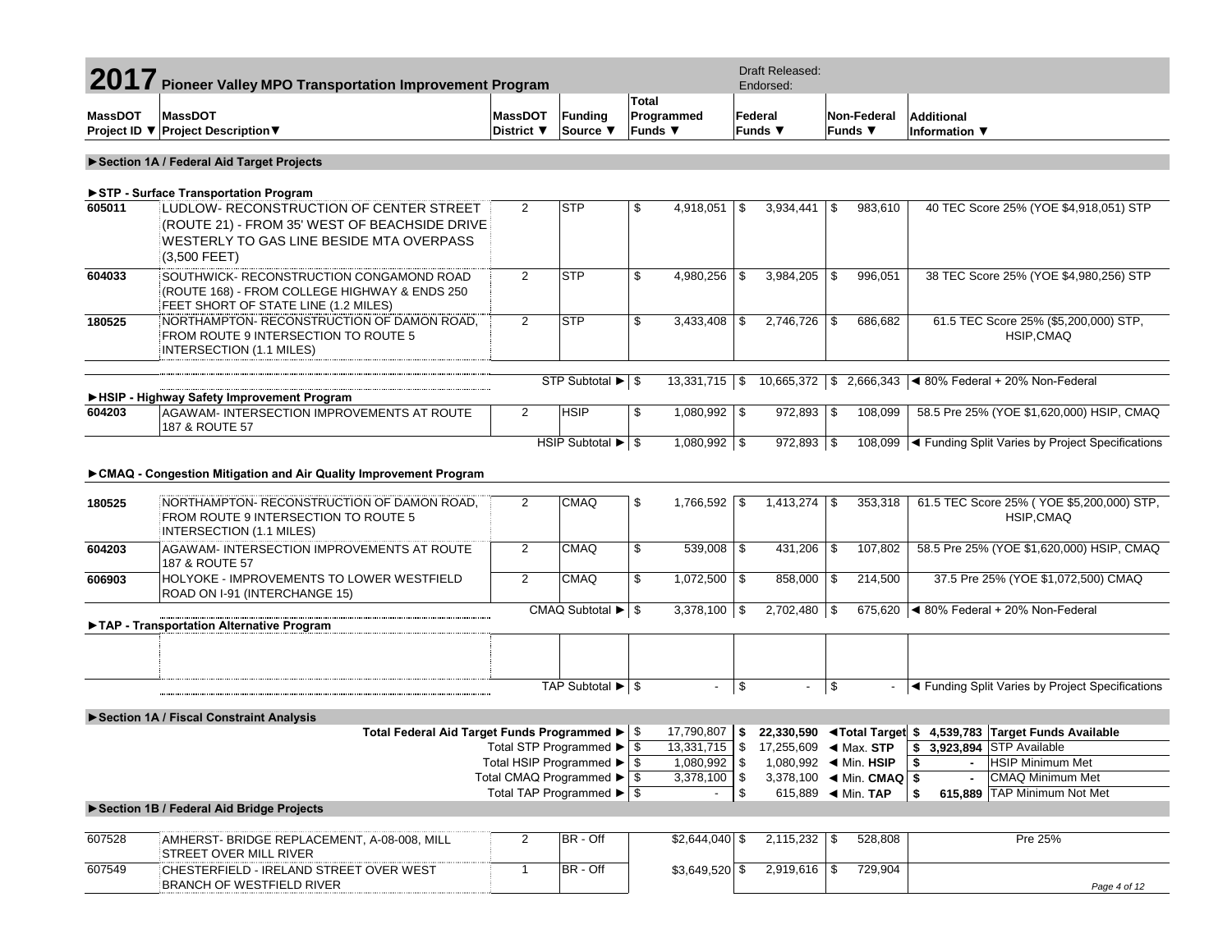# 2017 Pioneer Valley MPO Transportation Improvement Program

Draft Released:
Endorsed:

| MassDOT Project ID ▼ | MassDOT Project Description▼ | MassDOT District ▼ | Funding Source ▼ | Total Programmed Funds ▼ | Federal Funds ▼ | Non-Federal Funds ▼ | Additional Information ▼ |
|---|---|---|---|---|---|---|---|
| **►Section 1A / Federal Aid Target Projects** | | | | | | | |
| **►STP - Surface Transportation Program** | | | | | | | |
| 605011 | LUDLOW- RECONSTRUCTION OF CENTER STREET (ROUTE 21) - FROM 35' WEST OF BEACHSIDE DRIVE WESTERLY TO GAS LINE BESIDE MTA OVERPASS (3,500 FEET) | 2 | STP | $ 4,918,051 | $ 3,934,441 | $ 983,610 | 40 TEC Score 25% (YOE $4,918,051) STP |
| 604033 | SOUTHWICK- RECONSTRUCTION CONGAMOND ROAD (ROUTE 168) - FROM COLLEGE HIGHWAY & ENDS 250 FEET SHORT OF STATE LINE (1.2 MILES) | 2 | STP | $ 4,980,256 | $ 3,984,205 | $ 996,051 | 38 TEC Score 25% (YOE $4,980,256) STP |
| 180525 | NORTHAMPTON- RECONSTRUCTION OF DAMON ROAD, FROM ROUTE 9 INTERSECTION TO ROUTE 5 INTERSECTION (1.1 MILES) | 2 | STP | $ 3,433,408 | $ 2,746,726 | $ 686,682 | 61.5 TEC Score 25% ($5,200,000) STP, HSIP,CMAQ |
| | | | STP Subtotal ► | $ 13,331,715 | $ 10,665,372 | $ 2,666,343 | ◄ 80% Federal + 20% Non-Federal |
| **►HSIP - Highway Safety Improvement Program** | | | | | | | |
| 604203 | AGAWAM- INTERSECTION IMPROVEMENTS AT ROUTE 187 & ROUTE 57 | 2 | HSIP | $ 1,080,992 | $ 972,893 | $ 108,099 | 58.5 Pre 25% (YOE $1,620,000) HSIP, CMAQ |
| | | | HSIP Subtotal ► | $ 1,080,992 | $ 972,893 | $ 108,099 | ◄ Funding Split Varies by Project Specifications |
| **►CMAQ - Congestion Mitigation and Air Quality Improvement Program** | | | | | | | |
| 180525 | NORTHAMPTON- RECONSTRUCTION OF DAMON ROAD, FROM ROUTE 9 INTERSECTION TO ROUTE 5 INTERSECTION (1.1 MILES) | 2 | CMAQ | $ 1,766,592 | $ 1,413,274 | $ 353,318 | 61.5 TEC Score 25% ( YOE $5,200,000) STP, HSIP,CMAQ |
| 604203 | AGAWAM- INTERSECTION IMPROVEMENTS AT ROUTE 187 & ROUTE 57 | 2 | CMAQ | $ 539,008 | $ 431,206 | $ 107,802 | 58.5 Pre 25% (YOE $1,620,000) HSIP, CMAQ |
| 606903 | HOLYOKE - IMPROVEMENTS TO LOWER WESTFIELD ROAD ON I-91 (INTERCHANGE 15) | 2 | CMAQ | $ 1,072,500 | $ 858,000 | $ 214,500 | 37.5 Pre 25% (YOE $1,072,500) CMAQ |
| | | | CMAQ Subtotal ► | $ 3,378,100 | $ 2,702,480 | $ 675,620 | ◄ 80% Federal + 20% Non-Federal |
| **►TAP - Transportation Alternative Program** | | | | | | | |
| | | | | | | | |
| | | | TAP Subtotal ► | $ - | $ - | $ - | ◄ Funding Split Varies by Project Specifications |

**►Section 1A / Fiscal Constraint Analysis**

| | Programmed | | Target / Limit | | Available | |
|---|---|---|---|---|---|---|
| **Total Federal Aid Target Funds Programmed ►** | $ 17,790,807 | **$ 22,330,590** | **◄Total Target** | **$ 4,539,783** | **Target Funds Available** |
| Total STP Programmed ► | $ 13,331,715 | $ 17,255,609 | ◄ Max. **STP** | **$ 3,923,894** | STP Available |
| Total HSIP Programmed ► | $ 1,080,992 | $ 1,080,992 | ◄ Min. **HSIP** | $ - | HSIP Minimum Met |
| Total CMAQ Programmed ► | $ 3,378,100 | $ 3,378,100 | ◄ Min. **CMAQ** | $ - | CMAQ Minimum Met |
| Total TAP Programmed ► | $ - | $ 615,889 | ◄ Min. **TAP** | **$ 615,889** | TAP Minimum Not Met |

**►Section 1B / Federal Aid Bridge Projects**

| MassDOT Project ID | MassDOT Project Description | MassDOT District | Funding Source | Total Programmed Funds | Federal Funds | Non-Federal Funds | Additional Information |
|---|---|---|---|---|---|---|---|
| 607528 | AMHERST- BRIDGE REPLACEMENT, A-08-008, MILL STREET OVER MILL RIVER | 2 | BR - Off | $2,644,040 | $ 2,115,232 | $ 528,808 | Pre 25% |
| 607549 | CHESTERFIELD - IRELAND STREET OVER WEST BRANCH OF WESTFIELD RIVER | 1 | BR - Off | $3,649,520 | $ 2,919,616 | $ 729,904 | |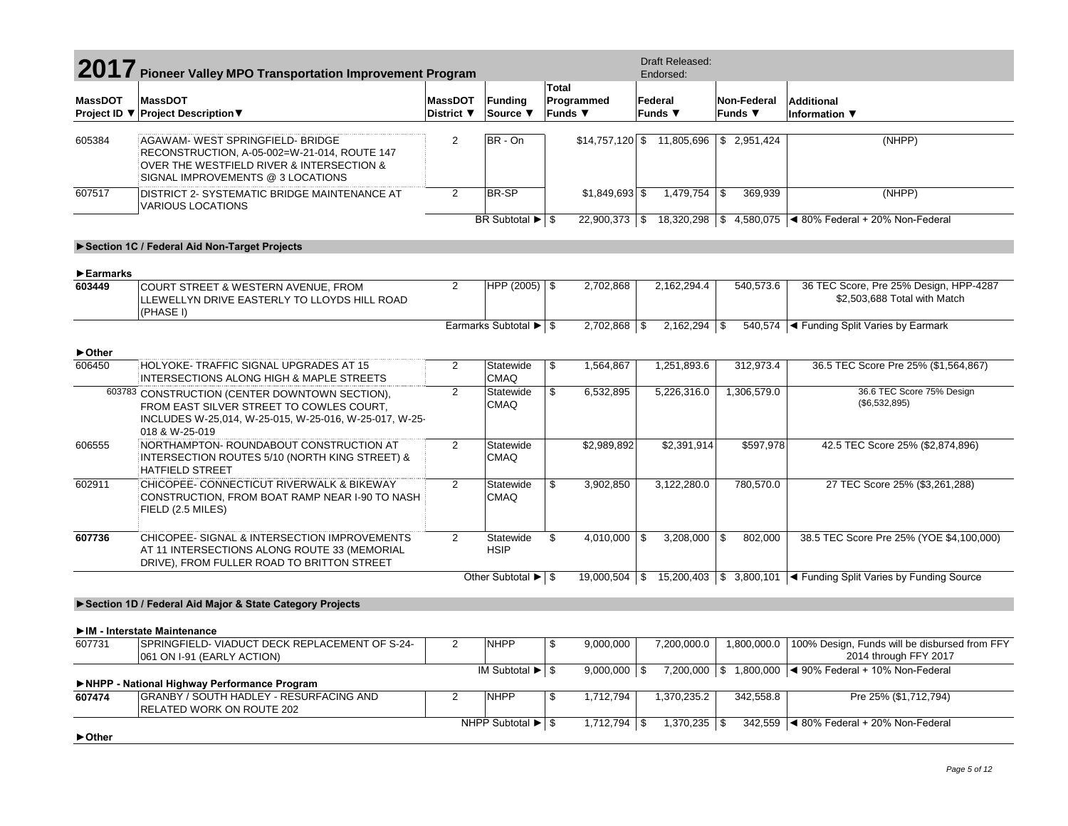# 2017 Pioneer Valley MPO Transportation Improvement Program

Draft Released:
Endorsed:

| MassDOT Project ID ▼ | MassDOT Project Description▼ | MassDOT District ▼ | Funding Source ▼ | Total Programmed Funds ▼ | Federal Funds ▼ | Non-Federal Funds ▼ | Additional Information ▼ |
|---|---|---|---|---|---|---|---|
| 605384 | AGAWAM- WEST SPRINGFIELD- BRIDGE RECONSTRUCTION, A-05-002=W-21-014, ROUTE 147 OVER THE WESTFIELD RIVER & INTERSECTION & SIGNAL IMPROVEMENTS @ 3 LOCATIONS | 2 | BR - On | $14,757,120 | $ 11,805,696 | $ 2,951,424 | (NHPP) |
| 607517 | DISTRICT 2- SYSTEMATIC BRIDGE MAINTENANCE AT VARIOUS LOCATIONS | 2 | BR-SP | $1,849,693 | $ 1,479,754 | $ 369,939 | (NHPP) |
| | | | BR Subtotal ► | $ 22,900,373 | $ 18,320,298 | $ 4,580,075 | ◄ 80% Federal + 20% Non-Federal |
| **►Section 1C / Federal Aid Non-Target Projects** | | | | | | | |
| **►Earmarks** | | | | | | | |
| **603449** | COURT STREET & WESTERN AVENUE, FROM LLEWELLYN DRIVE EASTERLY TO LLOYDS HILL ROAD (PHASE I) | 2 | HPP (2005) | $ 2,702,868 | 2,162,294.4 | 540,573.6 | 36 TEC Score, Pre 25% Design, HPP-4287 $2,503,688 Total with Match |
| | | | Earmarks Subtotal ► | $ 2,702,868 | $ 2,162,294 | $ 540,574 | ◄ Funding Split Varies by Earmark |
| **►Other** | | | | | | | |
| 606450 | HOLYOKE- TRAFFIC SIGNAL UPGRADES AT 15 INTERSECTIONS ALONG HIGH & MAPLE STREETS | 2 | Statewide CMAQ | $ 1,564,867 | 1,251,893.6 | 312,973.4 | 36.5 TEC Score Pre 25% ($1,564,867) |
| 603783 | CONSTRUCTION (CENTER DOWNTOWN SECTION), FROM EAST SILVER STREET TO COWLES COURT, INCLUDES W-25,014, W-25-015, W-25-016, W-25-017, W-25-018 & W-25-019 | 2 | Statewide CMAQ | $ 6,532,895 | 5,226,316.0 | 1,306,579.0 | 36.6 TEC Score 75% Design ($6,532,895) |
| 606555 | NORTHAMPTON- ROUNDABOUT CONSTRUCTION AT INTERSECTION ROUTES 5/10 (NORTH KING STREET) & HATFIELD STREET | 2 | Statewide CMAQ | $2,989,892 | $2,391,914 | $597,978 | 42.5 TEC Score 25% ($2,874,896) |
| 602911 | CHICOPEE- CONNECTICUT RIVERWALK & BIKEWAY CONSTRUCTION, FROM BOAT RAMP NEAR I-90 TO NASH FIELD (2.5 MILES) | 2 | Statewide CMAQ | $ 3,902,850 | 3,122,280.0 | 780,570.0 | 27 TEC Score 25% ($3,261,288) |
| **607736** | CHICOPEE- SIGNAL & INTERSECTION IMPROVEMENTS AT 11 INTERSECTIONS ALONG ROUTE 33 (MEMORIAL DRIVE), FROM FULLER ROAD TO BRITTON STREET | 2 | Statewide HSIP | $ 4,010,000 | $ 3,208,000 | $ 802,000 | 38.5 TEC Score Pre 25% (YOE $4,100,000) |
| | | | Other Subtotal ► | $ 19,000,504 | $ 15,200,403 | $ 3,800,101 | ◄ Funding Split Varies by Funding Source |
| **►Section 1D / Federal Aid Major & State Category Projects** | | | | | | | |
| **►IM - Interstate Maintenance** | | | | | | | |
| 607731 | SPRINGFIELD- VIADUCT DECK REPLACEMENT OF S-24-061 ON I-91 (EARLY ACTION) | 2 | NHPP | $ 9,000,000 | 7,200,000.0 | 1,800,000.0 | 100% Design, Funds will be disbursed from FFY 2014 through FFY 2017 |
| | | | IM Subtotal ► | $ 9,000,000 | $ 7,200,000 | $ 1,800,000 | ◄ 90% Federal + 10% Non-Federal |
| **►NHPP - National Highway Performance Program** | | | | | | | |
| **607474** | GRANBY / SOUTH HADLEY - RESURFACING AND RELATED WORK ON ROUTE 202 | 2 | NHPP | $ 1,712,794 | 1,370,235.2 | 342,558.8 | Pre 25% ($1,712,794) |
| | | | NHPP Subtotal ► | $ 1,712,794 | $ 1,370,235 | $ 342,559 | ◄ 80% Federal + 20% Non-Federal |
| **►Other** | | | | | | | |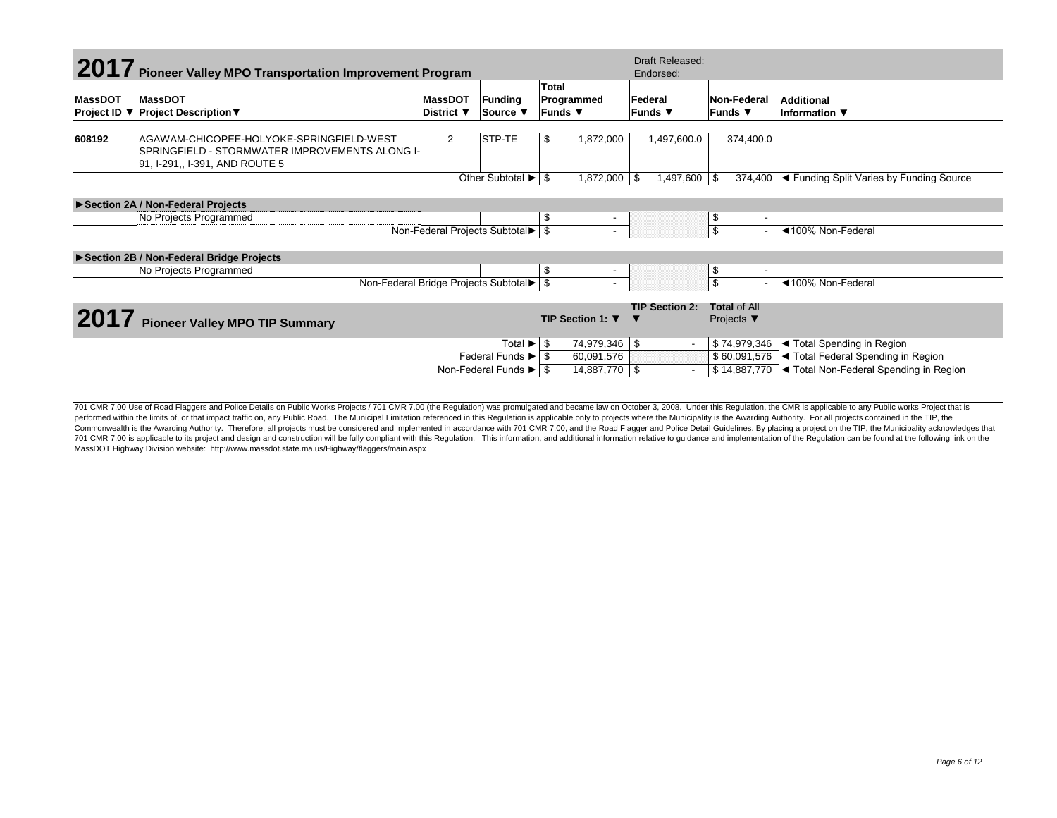# 2017 Pioneer Valley MPO Transportation Improvement Program

Draft Released:
Endorsed:

| MassDOT Project ID ▼ | MassDOT Project Description▼ | MassDOT District ▼ | Funding Source ▼ | Total Programmed Funds ▼ | Federal Funds ▼ | Non-Federal Funds ▼ | Additional Information ▼ |
|---|---|---|---|---|---|---|---|
| 608192 | AGAWAM-CHICOPEE-HOLYOKE-SPRINGFIELD-WEST SPRINGFIELD - STORMWATER IMPROVEMENTS ALONG I-91, I-291,, I-391, AND ROUTE 5 | 2 | STP-TE | $ 1,872,000 | 1,497,600.0 | 374,400.0 | |
| | | | Other Subtotal ► | $ 1,872,000 | $ 1,497,600 | $ 374,400 | ◄ Funding Split Varies by Funding Source |

**►Section 2A / Non-Federal Projects**

| | | | | | | | |
|---|---|---|---|---|---|---|---|
| | No Projects Programmed | | | $ - | | $ - | |
| | | Non-Federal Projects Subtotal► | | $ - | | $ - | ◄100% Non-Federal |

**►Section 2B / Non-Federal Bridge Projects**

| | | | | | | | |
|---|---|---|---|---|---|---|---|
| | No Projects Programmed | | | $ - | | $ - | |
| | | Non-Federal Bridge Projects Subtotal► | | $ - | | $ - | ◄100% Non-Federal |

# 2017 Pioneer Valley MPO TIP Summary

| | TIP Section 1: ▼ | TIP Section 2: ▼ | Total of All Projects ▼ | |
|---|---|---|---|---|
| Total ► | $ 74,979,346 | $ - | $ 74,979,346 | ◄ Total Spending in Region |
| Federal Funds ► | $ 60,091,576 | | $ 60,091,576 | ◄ Total Federal Spending in Region |
| Non-Federal Funds ► | $ 14,887,770 | $ - | $ 14,887,770 | ◄ Total Non-Federal Spending in Region |

701 CMR 7.00 Use of Road Flaggers and Police Details on Public Works Projects / 701 CMR 7.00 (the Regulation) was promulgated and became law on October 3, 2008. Under this Regulation, the CMR is applicable to any Public works Project that is performed within the limits of, or that impact traffic on, any Public Road. The Municipal Limitation referenced in this Regulation is applicable only to projects where the Municipality is the Awarding Authority. For all projects contained in the TIP, the Commonwealth is the Awarding Authority. Therefore, all projects must be considered and implemented in accordance with 701 CMR 7.00, and the Road Flagger and Police Detail Guidelines. By placing a project on the TIP, the Municipality acknowledges that 701 CMR 7.00 is applicable to its project and design and construction will be fully compliant with this Regulation. This information, and additional information relative to guidance and implementation of the Regulation can be found at the following link on the MassDOT Highway Division website: http://www.massdot.state.ma.us/Highway/flaggers/main.aspx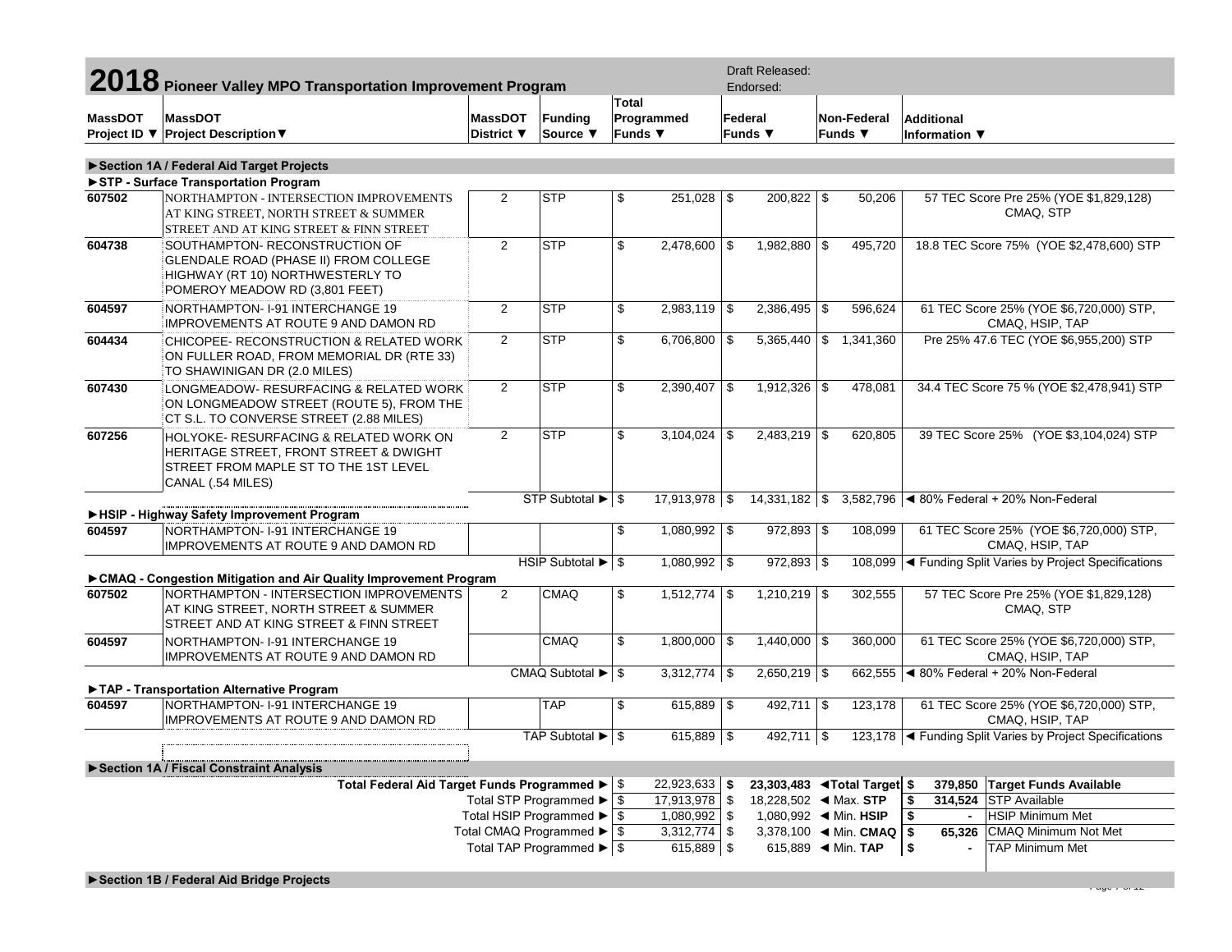# 2018 Pioneer Valley MPO Transportation Improvement Program

Draft Released:
Endorsed:

| MassDOT Project ID ▼ | MassDOT Project Description▼ | MassDOT District ▼ | Funding Source ▼ | Total Programmed Funds ▼ | Federal Funds ▼ | Non-Federal Funds ▼ | Additional Information ▼ |
|---|---|---|---|---|---|---|---|
| **►Section 1A / Federal Aid Target Projects** | | | | | | | |
| **►STP - Surface Transportation Program** | | | | | | | |
| 607502 | NORTHAMPTON - INTERSECTION IMPROVEMENTS AT KING STREET, NORTH STREET & SUMMER STREET AND AT KING STREET & FINN STREET | 2 | STP | $ 251,028 | $ 200,822 | $ 50,206 | 57 TEC Score Pre 25% (YOE $1,829,128) CMAQ, STP |
| 604738 | SOUTHAMPTON- RECONSTRUCTION OF GLENDALE ROAD (PHASE II) FROM COLLEGE HIGHWAY (RT 10) NORTHWESTERLY TO POMEROY MEADOW RD (3,801 FEET) | 2 | STP | $ 2,478,600 | $ 1,982,880 | $ 495,720 | 18.8 TEC Score 75% (YOE $2,478,600) STP |
| 604597 | NORTHAMPTON- I-91 INTERCHANGE 19 IMPROVEMENTS AT ROUTE 9 AND DAMON RD | 2 | STP | $ 2,983,119 | $ 2,386,495 | $ 596,624 | 61 TEC Score 25% (YOE $6,720,000) STP, CMAQ, HSIP, TAP |
| 604434 | CHICOPEE- RECONSTRUCTION & RELATED WORK ON FULLER ROAD, FROM MEMORIAL DR (RTE 33) TO SHAWINIGAN DR (2.0 MILES) | 2 | STP | $ 6,706,800 | $ 5,365,440 | $ 1,341,360 | Pre 25% 47.6 TEC (YOE $6,955,200) STP |
| 607430 | LONGMEADOW- RESURFACING & RELATED WORK ON LONGMEADOW STREET (ROUTE 5), FROM THE CT S.L. TO CONVERSE STREET (2.88 MILES) | 2 | STP | $ 2,390,407 | $ 1,912,326 | $ 478,081 | 34.4 TEC Score 75 % (YOE $2,478,941) STP |
| 607256 | HOLYOKE- RESURFACING & RELATED WORK ON HERITAGE STREET, FRONT STREET & DWIGHT STREET FROM MAPLE ST TO THE 1ST LEVEL CANAL (.54 MILES) | 2 | STP | $ 3,104,024 | $ 2,483,219 | $ 620,805 | 39 TEC Score 25% (YOE $3,104,024) STP |
| | | | STP Subtotal ► | $ 17,913,978 | $ 14,331,182 | $ 3,582,796 | ◄ 80% Federal + 20% Non-Federal |
| **►HSIP - Highway Safety Improvement Program** | | | | | | | |
| 604597 | NORTHAMPTON- I-91 INTERCHANGE 19 IMPROVEMENTS AT ROUTE 9 AND DAMON RD | | | $ 1,080,992 | $ 972,893 | $ 108,099 | 61 TEC Score 25% (YOE $6,720,000) STP, CMAQ, HSIP, TAP |
| | | | HSIP Subtotal ► | $ 1,080,992 | $ 972,893 | $ 108,099 | ◄ Funding Split Varies by Project Specifications |
| **►CMAQ - Congestion Mitigation and Air Quality Improvement Program** | | | | | | | |
| 607502 | NORTHAMPTON - INTERSECTION IMPROVEMENTS AT KING STREET, NORTH STREET & SUMMER STREET AND AT KING STREET & FINN STREET | 2 | CMAQ | $ 1,512,774 | $ 1,210,219 | $ 302,555 | 57 TEC Score Pre 25% (YOE $1,829,128) CMAQ, STP |
| 604597 | NORTHAMPTON- I-91 INTERCHANGE 19 IMPROVEMENTS AT ROUTE 9 AND DAMON RD | | CMAQ | $ 1,800,000 | $ 1,440,000 | $ 360,000 | 61 TEC Score 25% (YOE $6,720,000) STP, CMAQ, HSIP, TAP |
| | | | CMAQ Subtotal ► | $ 3,312,774 | $ 2,650,219 | $ 662,555 | ◄ 80% Federal + 20% Non-Federal |
| **►TAP - Transportation Alternative Program** | | | | | | | |
| 604597 | NORTHAMPTON- I-91 INTERCHANGE 19 IMPROVEMENTS AT ROUTE 9 AND DAMON RD | | TAP | $ 615,889 | $ 492,711 | $ 123,178 | 61 TEC Score 25% (YOE $6,720,000) STP, CMAQ, HSIP, TAP |
| | | | TAP Subtotal ► | $ 615,889 | $ 492,711 | $ 123,178 | ◄ Funding Split Varies by Project Specifications |

**►Section 1A / Fiscal Constraint Analysis**

| | Programmed | Target | | Available | |
|---|---|---|---|---|---|
| Total Federal Aid Target Funds Programmed ► | $ 22,923,633 | **$ 23,303,483** | ◄**Total Target** | **$ 379,850** | **Target Funds Available** |
| Total STP Programmed ► | $ 17,913,978 | $ 18,228,502 | ◄ Max. **STP** | **$ 314,524** | STP Available |
| Total HSIP Programmed ► | $ 1,080,992 | $ 1,080,992 | ◄ Min. **HSIP** | **$ -** | HSIP Minimum Met |
| Total CMAQ Programmed ► | $ 3,312,774 | $ 3,378,100 | ◄ Min. **CMAQ** | **$ 65,326** | CMAQ Minimum Not Met |
| Total TAP Programmed ► | $ 615,889 | $ 615,889 | ◄ Min. **TAP** | **$ -** | TAP Minimum Met |

**►Section 1B / Federal Aid Bridge Projects**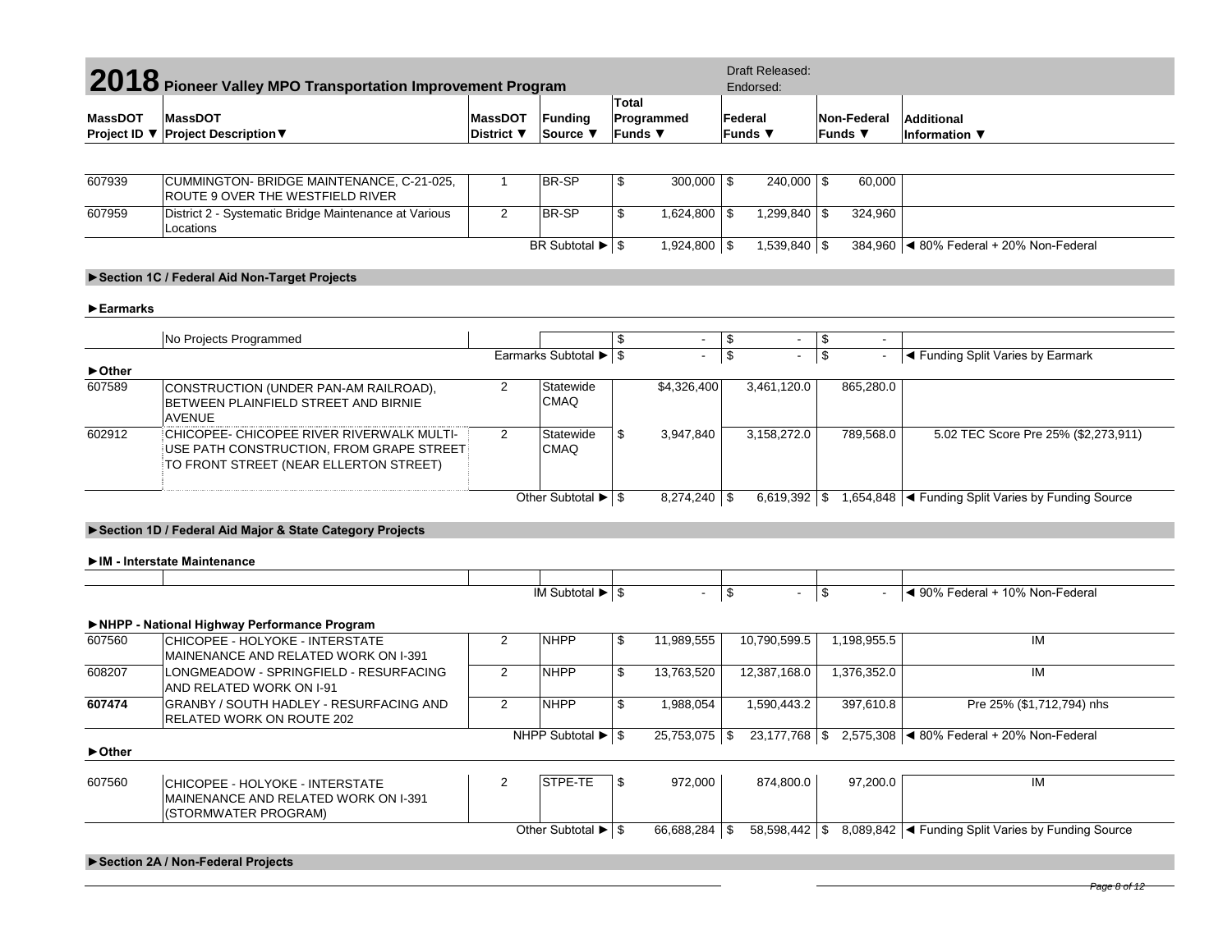# 2018 Pioneer Valley MPO Transportation Improvement Program

Draft Released:
Endorsed:

| MassDOT Project ID ▼ | MassDOT Project Description▼ | MassDOT District ▼ | Funding Source ▼ | Total Programmed Funds ▼ | Federal Funds ▼ | Non-Federal Funds ▼ | Additional Information ▼ |
|---|---|---|---|---|---|---|---|
| 607939 | CUMMINGTON- BRIDGE MAINTENANCE, C-21-025, ROUTE 9 OVER THE WESTFIELD RIVER | 1 | BR-SP | $ 300,000 | $ 240,000 | $ 60,000 | |
| 607959 | District 2 - Systematic Bridge Maintenance at Various Locations | 2 | BR-SP | $ 1,624,800 | $ 1,299,840 | $ 324,960 | |
| | | | BR Subtotal ► | $ 1,924,800 | $ 1,539,840 | $ 384,960 | ◄ 80% Federal + 20% Non-Federal |

**►Section 1C / Federal Aid Non-Target Projects**

**►Earmarks**

| MassDOT Project ID | MassDOT Project Description | MassDOT District | Funding Source | Total Programmed Funds | Federal Funds | Non-Federal Funds | Additional Information |
|---|---|---|---|---|---|---|---|
| | No Projects Programmed | | | $ - | $ - | $ - | |
| | | | Earmarks Subtotal ► | $ - | $ - | $ - | ◄ Funding Split Varies by Earmark |

**►Other**

| MassDOT Project ID | MassDOT Project Description | MassDOT District | Funding Source | Total Programmed Funds | Federal Funds | Non-Federal Funds | Additional Information |
|---|---|---|---|---|---|---|---|
| 607589 | CONSTRUCTION (UNDER PAN-AM RAILROAD), BETWEEN PLAINFIELD STREET AND BIRNIE AVENUE | 2 | Statewide CMAQ | $4,326,400 | 3,461,120.0 | 865,280.0 | |
| 602912 | CHICOPEE- CHICOPEE RIVER RIVERWALK MULTI-USE PATH CONSTRUCTION, FROM GRAPE STREET TO FRONT STREET (NEAR ELLERTON STREET) | 2 | Statewide CMAQ | $ 3,947,840 | 3,158,272.0 | 789,568.0 | 5.02 TEC Score Pre 25% ($2,273,911) |
| | | | Other Subtotal ► | $ 8,274,240 | $ 6,619,392 | $ 1,654,848 | ◄ Funding Split Varies by Funding Source |

**►Section 1D / Federal Aid Major & State Category Projects**

**►IM - Interstate Maintenance**

| MassDOT Project ID | MassDOT Project Description | MassDOT District | Funding Source | Total Programmed Funds | Federal Funds | Non-Federal Funds | Additional Information |
|---|---|---|---|---|---|---|---|
| | | | | | | | |
| | | | IM Subtotal ► | $ - | $ - | $ - | ◄ 90% Federal + 10% Non-Federal |

**►NHPP - National Highway Performance Program**

| MassDOT Project ID | MassDOT Project Description | MassDOT District | Funding Source | Total Programmed Funds | Federal Funds | Non-Federal Funds | Additional Information |
|---|---|---|---|---|---|---|---|
| 607560 | CHICOPEE - HOLYOKE - INTERSTATE MAINENANCE AND RELATED WORK ON I-391 | 2 | NHPP | $ 11,989,555 | 10,790,599.5 | 1,198,955.5 | IM |
| 608207 | LONGMEADOW - SPRINGFIELD - RESURFACING AND RELATED WORK ON I-91 | 2 | NHPP | $ 13,763,520 | 12,387,168.0 | 1,376,352.0 | IM |
| **607474** | GRANBY / SOUTH HADLEY - RESURFACING AND RELATED WORK ON ROUTE 202 | 2 | NHPP | $ 1,988,054 | 1,590,443.2 | 397,610.8 | Pre 25% ($1,712,794) nhs |
| | | | NHPP Subtotal ► | $ 25,753,075 | $ 23,177,768 | $ 2,575,308 | ◄ 80% Federal + 20% Non-Federal |

**►Other**

| MassDOT Project ID | MassDOT Project Description | MassDOT District | Funding Source | Total Programmed Funds | Federal Funds | Non-Federal Funds | Additional Information |
|---|---|---|---|---|---|---|---|
| 607560 | CHICOPEE - HOLYOKE - INTERSTATE MAINENANCE AND RELATED WORK ON I-391 (STORMWATER PROGRAM) | 2 | STPE-TE | $ 972,000 | 874,800.0 | 97,200.0 | IM |
| | | | Other Subtotal ► | $ 66,688,284 | $ 58,598,442 | $ 8,089,842 | ◄ Funding Split Varies by Funding Source |

**►Section 2A / Non-Federal Projects**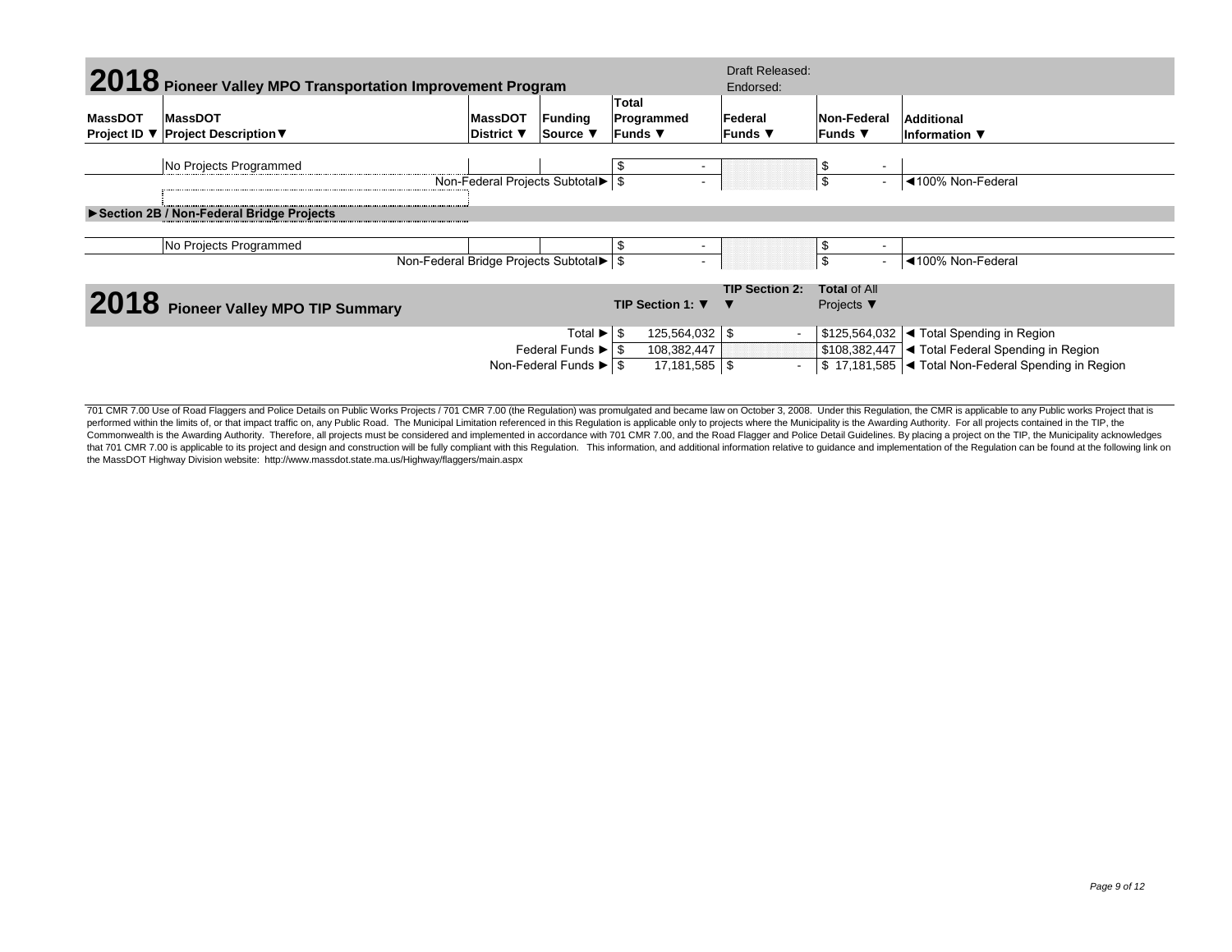# 2018 Pioneer Valley MPO Transportation Improvement Program

Draft Released:
Endorsed:

| MassDOT Project ID ▼ | MassDOT Project Description▼ | MassDOT District ▼ | Funding Source ▼ | Total Programmed Funds ▼ | Federal Funds ▼ | Non-Federal Funds ▼ | Additional Information ▼ |
|---|---|---|---|---|---|---|---|
| | No Projects Programmed | | | $ - | | $ - | |
| | Non-Federal Projects Subtotal► | | | $ - | | $ - | ◄100% Non-Federal |

**►Section 2B / Non-Federal Bridge Projects**

| MassDOT Project ID ▼ | MassDOT Project Description▼ | MassDOT District ▼ | Funding Source ▼ | Total Programmed Funds ▼ | Federal Funds ▼ | Non-Federal Funds ▼ | Additional Information ▼ |
|---|---|---|---|---|---|---|---|
| | No Projects Programmed | | | $ - | | $ - | |
| | Non-Federal Bridge Projects Subtotal► | | | $ - | | $ - | ◄100% Non-Federal |

# 2018 Pioneer Valley MPO TIP Summary

| | TIP Section 1: ▼ | TIP Section 2: ▼ | Total of All Projects ▼ | |
|---|---|---|---|---|
| Total ► | $ 125,564,032 | $ - | $125,564,032 | ◄ Total Spending in Region |
| Federal Funds ► | $ 108,382,447 | | $108,382,447 | ◄ Total Federal Spending in Region |
| Non-Federal Funds ► | $ 17,181,585 | $ - | $ 17,181,585 | ◄ Total Non-Federal Spending in Region |

701 CMR 7.00 Use of Road Flaggers and Police Details on Public Works Projects / 701 CMR 7.00 (the Regulation) was promulgated and became law on October 3, 2008. Under this Regulation, the CMR is applicable to any Public works Project that is performed within the limits of, or that impact traffic on, any Public Road. The Municipal Limitation referenced in this Regulation is applicable only to projects where the Municipality is the Awarding Authority. For all projects contained in the TIP, the Commonwealth is the Awarding Authority. Therefore, all projects must be considered and implemented in accordance with 701 CMR 7.00, and the Road Flagger and Police Detail Guidelines. By placing a project on the TIP, the Municipality acknowledges that 701 CMR 7.00 is applicable to its project and design and construction will be fully compliant with this Regulation. This information, and additional information relative to guidance and implementation of the Regulation can be found at the following link on the MassDOT Highway Division website: http://www.massdot.state.ma.us/Highway/flaggers/main.aspx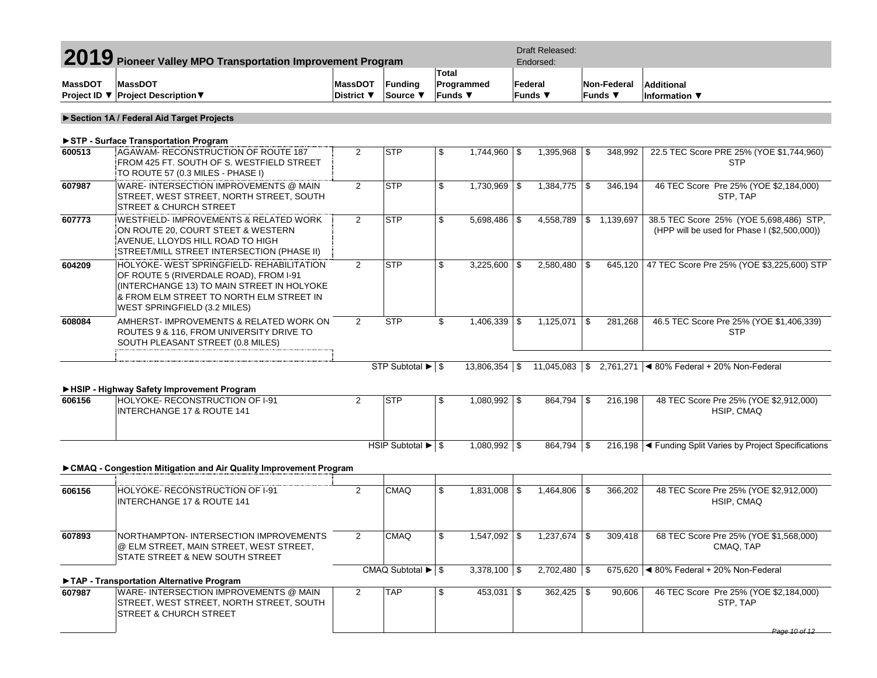# 2019 Pioneer Valley MPO Transportation Improvement Program

Draft Released:
Endorsed:

| MassDOT Project ID ▼ | MassDOT Project Description▼ | MassDOT District ▼ | Funding Source ▼ | Total Programmed Funds ▼ | Federal Funds ▼ | Non-Federal Funds ▼ | Additional Information ▼ |
|---|---|---|---|---|---|---|---|
| **►Section 1A / Federal Aid Target Projects** | | | | | | | |
| **►STP - Surface Transportation Program** | | | | | | | |
| 600513 | AGAWAM- RECONSTRUCTION OF ROUTE 187 FROM 425 FT. SOUTH OF S. WESTFIELD STREET TO ROUTE 57 (0.3 MILES - PHASE I) | 2 | STP | $ 1,744,960 | $ 1,395,968 | $ 348,992 | 22.5 TEC Score PRE 25% (YOE $1,744,960) STP |
| 607987 | WARE- INTERSECTION IMPROVEMENTS @ MAIN STREET, WEST STREET, NORTH STREET, SOUTH STREET & CHURCH STREET | 2 | STP | $ 1,730,969 | $ 1,384,775 | $ 346,194 | 46 TEC Score Pre 25% (YOE $2,184,000) STP, TAP |
| 607773 | WESTFIELD- IMPROVEMENTS & RELATED WORK ON ROUTE 20, COURT STEET & WESTERN AVENUE, LLOYDS HILL ROAD TO HIGH STREET/MILL STREET INTERSECTION (PHASE II) | 2 | STP | $ 5,698,486 | $ 4,558,789 | $ 1,139,697 | 38.5 TEC Score 25% (YOE 5,698,486) STP, (HPP will be used for Phase I ($2,500,000)) |
| 604209 | HOLYOKE- WEST SPRINGFIELD- REHABILITATION OF ROUTE 5 (RIVERDALE ROAD), FROM I-91 (INTERCHANGE 13) TO MAIN STREET IN HOLYOKE & FROM ELM STREET TO NORTH ELM STREET IN WEST SPRINGFIELD (3.2 MILES) | 2 | STP | $ 3,225,600 | $ 2,580,480 | $ 645,120 | 47 TEC Score Pre 25% (YOE $3,225,600) STP |
| 608084 | AMHERST- IMPROVEMENTS & RELATED WORK ON ROUTES 9 & 116, FROM UNIVERSITY DRIVE TO SOUTH PLEASANT STREET (0.8 MILES) | 2 | STP | $ 1,406,339 | $ 1,125,071 | $ 281,268 | 46.5 TEC Score Pre 25% (YOE $1,406,339) STP |
| | | | STP Subtotal ► | $ 13,806,354 | $ 11,045,083 | $ 2,761,271 | ◄ 80% Federal + 20% Non-Federal |
| **►HSIP - Highway Safety Improvement Program** | | | | | | | |
| 606156 | HOLYOKE- RECONSTRUCTION OF I-91 INTERCHANGE 17 & ROUTE 141 | 2 | STP | $ 1,080,992 | $ 864,794 | $ 216,198 | 48 TEC Score Pre 25% (YOE $2,912,000) HSIP, CMAQ |
| | | | HSIP Subtotal ► | $ 1,080,992 | $ 864,794 | $ 216,198 | ◄ Funding Split Varies by Project Specifications |
| **►CMAQ - Congestion Mitigation and Air Quality Improvement Program** | | | | | | | |
| 606156 | HOLYOKE- RECONSTRUCTION OF I-91 INTERCHANGE 17 & ROUTE 141 | 2 | CMAQ | $ 1,831,008 | $ 1,464,806 | $ 366,202 | 48 TEC Score Pre 25% (YOE $2,912,000) HSIP, CMAQ |
| 607893 | NORTHAMPTON- INTERSECTION IMPROVEMENTS @ ELM STREET, MAIN STREET, WEST STREET, STATE STREET & NEW SOUTH STREET | 2 | CMAQ | $ 1,547,092 | $ 1,237,674 | $ 309,418 | 68 TEC Score Pre 25% (YOE $1,568,000) CMAQ, TAP |
| | | | CMAQ Subtotal ► | $ 3,378,100 | $ 2,702,480 | $ 675,620 | ◄ 80% Federal + 20% Non-Federal |
| **►TAP - Transportation Alternative Program** | | | | | | | |
| 607987 | WARE- INTERSECTION IMPROVEMENTS @ MAIN STREET, WEST STREET, NORTH STREET, SOUTH STREET & CHURCH STREET | 2 | TAP | $ 453,031 | $ 362,425 | $ 90,606 | 46 TEC Score Pre 25% (YOE $2,184,000) STP, TAP |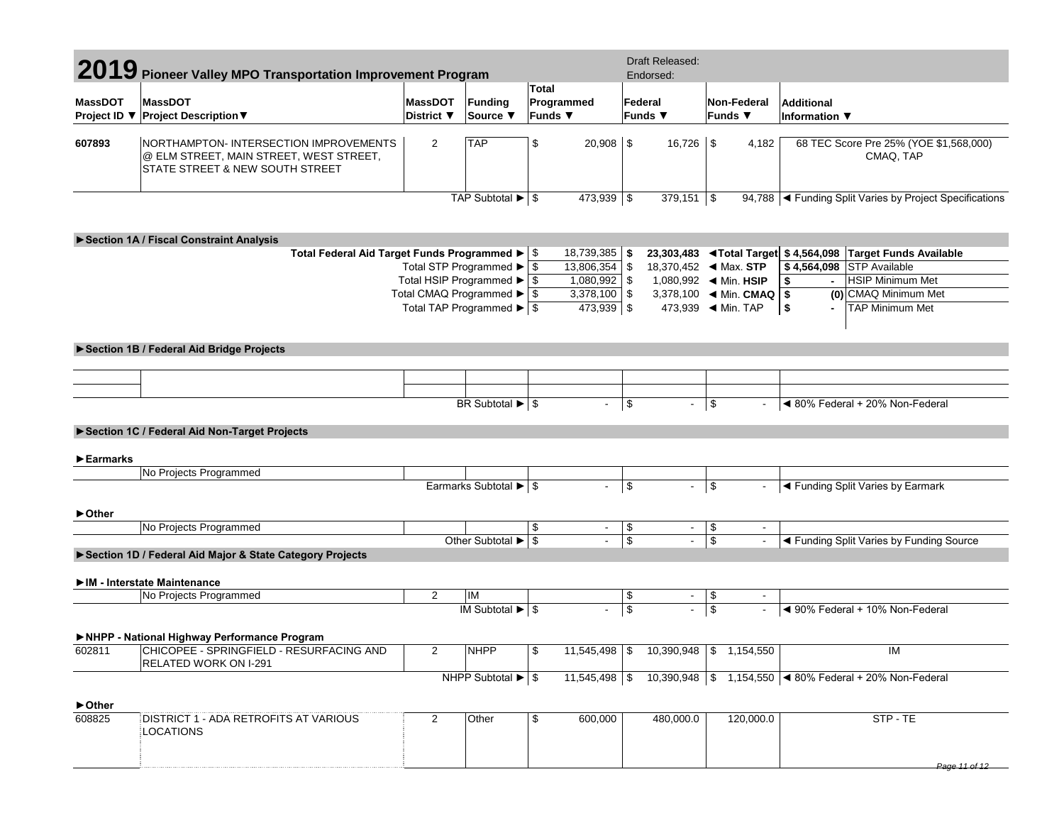# 2019 Pioneer Valley MPO Transportation Improvement Program

Draft Released:
Endorsed:

| MassDOT Project ID ▼ | MassDOT Project Description▼ | MassDOT District ▼ | Funding Source ▼ | Total Programmed Funds ▼ | Federal Funds ▼ | Non-Federal Funds ▼ | Additional Information ▼ |
|---|---|---|---|---|---|---|---|
| 607893 | NORTHAMPTON- INTERSECTION IMPROVEMENTS @ ELM STREET, MAIN STREET, WEST STREET, STATE STREET & NEW SOUTH STREET | 2 | TAP | $ 20,908 | $ 16,726 | $ 4,182 | 68 TEC Score Pre 25% (YOE $1,568,000) CMAQ, TAP |
| | | | TAP Subtotal ► | $ 473,939 | $ 379,151 | $ 94,788 | ◄ Funding Split Varies by Project Specifications |

### ►Section 1A / Fiscal Constraint Analysis

| | | | | | |
|---|---|---|---|---|---|
| Total Federal Aid Target Funds Programmed ► | $ 18,739,385 | **$ 23,303,483** | **◄Total Target** | **$ 4,564,098** | **Target Funds Available** |
| Total STP Programmed ► | $ 13,806,354 | $ 18,370,452 | ◄ Max. **STP** | **$ 4,564,098** | STP Available |
| Total HSIP Programmed ► | $ 1,080,992 | $ 1,080,992 | ◄ Min. **HSIP** | **$ -** | HSIP Minimum Met |
| Total CMAQ Programmed ► | $ 3,378,100 | $ 3,378,100 | ◄ Min. **CMAQ** | **$ (0)** | CMAQ Minimum Met |
| Total TAP Programmed ► | $ 473,939 | $ 473,939 | ◄ Min. TAP | **$ -** | TAP Minimum Met |

### ►Section 1B / Federal Aid Bridge Projects

| | | | | | | | |
|---|---|---|---|---|---|---|---|
| | | | | | | | |
| | | | | | | | |
| | | | BR Subtotal ► | $ - | $ - | $ - | ◄ 80% Federal + 20% Non-Federal |

### ►Section 1C / Federal Aid Non-Target Projects

#### ►Earmarks

| | | | | | | | |
|---|---|---|---|---|---|---|---|
| | No Projects Programmed | | | | | | |
| | | | Earmarks Subtotal ► | $ - | $ - | $ - | ◄ Funding Split Varies by Earmark |

#### ►Other

| | | | | | | | |
|---|---|---|---|---|---|---|---|
| | No Projects Programmed | | | $ - | $ - | $ - | |
| | | | Other Subtotal ► | $ - | $ - | $ - | ◄ Funding Split Varies by Funding Source |

### ►Section 1D / Federal Aid Major & State Category Projects

#### ►IM - Interstate Maintenance

| | | | | | | | |
|---|---|---|---|---|---|---|---|
| | No Projects Programmed | 2 | IM | | $ - | $ - | |
| | | | IM Subtotal ► | $ - | $ - | $ - | ◄ 90% Federal + 10% Non-Federal |

#### ►NHPP - National Highway Performance Program

| | | | | | | | |
|---|---|---|---|---|---|---|---|
| 602811 | CHICOPEE - SPRINGFIELD - RESURFACING AND RELATED WORK ON I-291 | 2 | NHPP | $ 11,545,498 | $ 10,390,948 | $ 1,154,550 | IM |
| | | | NHPP Subtotal ► | $ 11,545,498 | $ 10,390,948 | $ 1,154,550 | ◄ 80% Federal + 20% Non-Federal |

#### ►Other

| | | | | | | | |
|---|---|---|---|---|---|---|---|
| 608825 | DISTRICT 1 - ADA RETROFITS AT VARIOUS LOCATIONS | 2 | Other | $ 600,000 | 480,000.0 | 120,000.0 | STP - TE |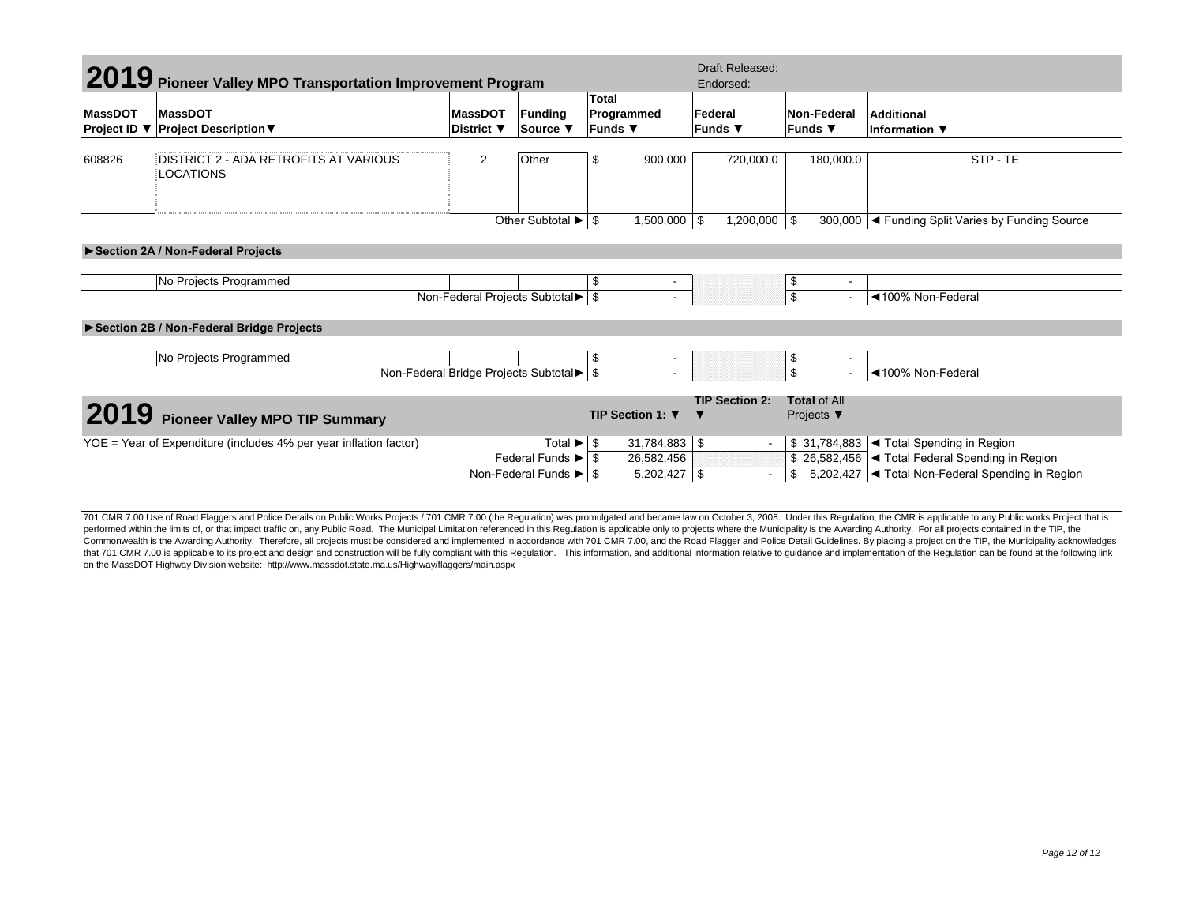# 2019 Pioneer Valley MPO Transportation Improvement Program

Draft Released:
Endorsed:

| MassDOT Project ID ▼ | MassDOT Project Description▼ | MassDOT District ▼ | Funding Source ▼ | Total Programmed Funds ▼ | Federal Funds ▼ | Non-Federal Funds ▼ | Additional Information ▼ |
|---|---|---|---|---|---|---|---|
| 608826 | DISTRICT 2 - ADA RETROFITS AT VARIOUS LOCATIONS | 2 | Other | $ 900,000 | 720,000.0 | 180,000.0 | STP - TE |
| | | | Other Subtotal ► | $ 1,500,000 | $ 1,200,000 | $ 300,000 | ◄ Funding Split Varies by Funding Source |

**►Section 2A / Non-Federal Projects**

| | | | | | | | |
|---|---|---|---|---|---|---|---|
| | No Projects Programmed | | | $ - | | $ - | |
| | | Non-Federal Projects Subtotal► | | $ - | | $ - | ◄100% Non-Federal |

**►Section 2B / Non-Federal Bridge Projects**

| | | | | | | | |
|---|---|---|---|---|---|---|---|
| | No Projects Programmed | | | $ - | | $ - | |
| | | Non-Federal Bridge Projects Subtotal► | | $ - | | $ - | ◄100% Non-Federal |

# 2019 Pioneer Valley MPO TIP Summary

| | | TIP Section 1: ▼ | TIP Section 2: ▼ | Total of All Projects ▼ | |
|---|---|---|---|---|---|
| YOE = Year of Expenditure (includes 4% per year inflation factor) | Total ► | $ 31,784,883 | $ - | $ 31,784,883 | ◄ Total Spending in Region |
| | Federal Funds ► | $ 26,582,456 | | $ 26,582,456 | ◄ Total Federal Spending in Region |
| | Non-Federal Funds ► | $ 5,202,427 | $ - | $ 5,202,427 | ◄ Total Non-Federal Spending in Region |

701 CMR 7.00 Use of Road Flaggers and Police Details on Public Works Projects / 701 CMR 7.00 (the Regulation) was promulgated and became law on October 3, 2008. Under this Regulation, the CMR is applicable to any Public works Project that is performed within the limits of, or that impact traffic on, any Public Road. The Municipal Limitation referenced in this Regulation is applicable only to projects where the Municipality is the Awarding Authority. For all projects contained in the TIP, the Commonwealth is the Awarding Authority. Therefore, all projects must be considered and implemented in accordance with 701 CMR 7.00, and the Road Flagger and Police Detail Guidelines. By placing a project on the TIP, the Municipality acknowledges that 701 CMR 7.00 is applicable to its project and design and construction will be fully compliant with this Regulation. This information, and additional information relative to guidance and implementation of the Regulation can be found at the following link on the MassDOT Highway Division website: http://www.massdot.state.ma.us/Highway/flaggers/main.aspx